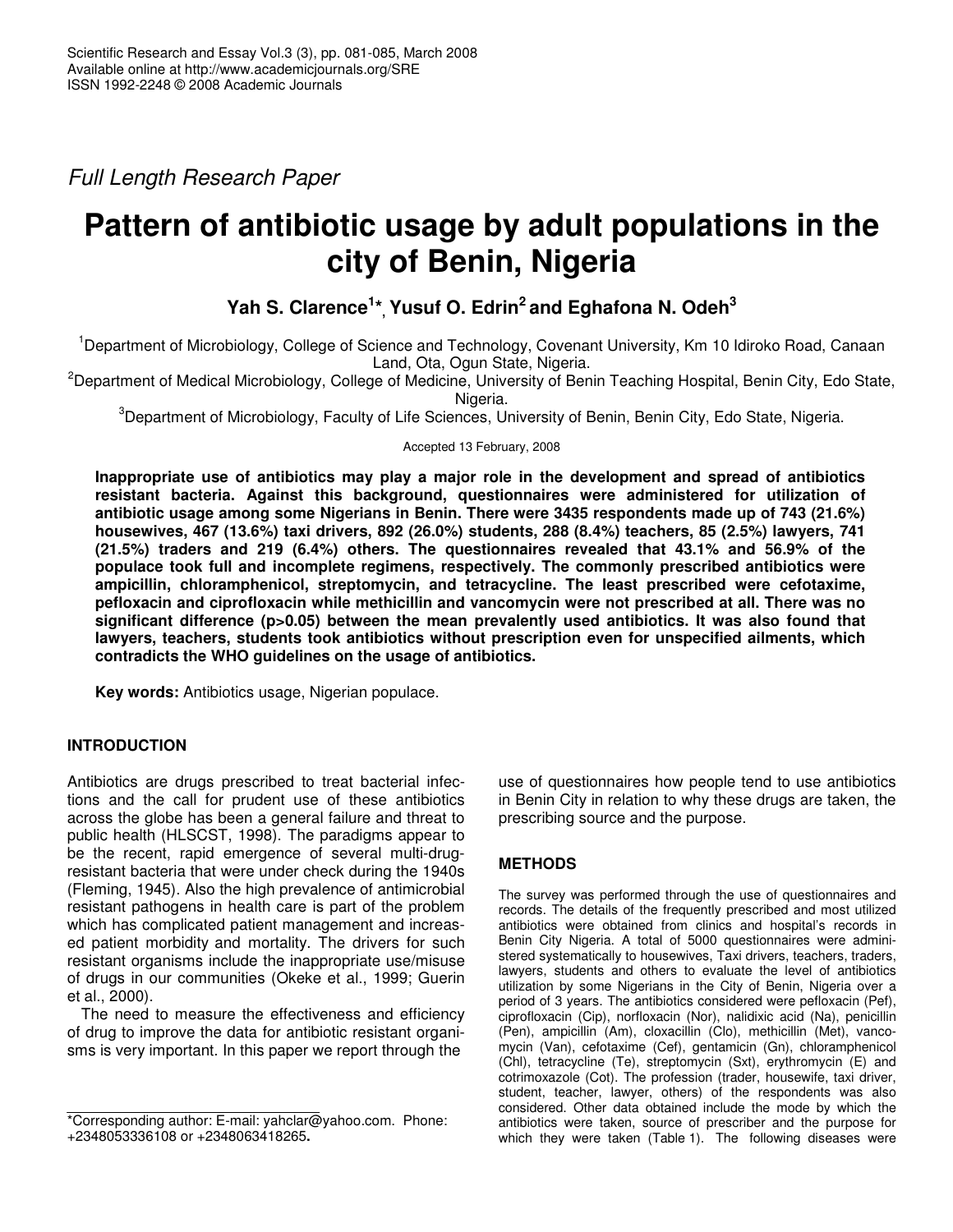*Full Length Research Paper*

# Pattern of antibiotic usage by adult populations in the city of Benin, Nigeria

**Yah S. Clarence[1]\*, Yusuf O. Edrin[2] and Eghafona N. Odeh[3]**

[1]Department of Microbiology, College of Science and Technology, Covenant University, Km 10 Idiroko Road, Canaan Land, Ota, Ogun State, Nigeria.

[2]Department of Medical Microbiology, College of Medicine, University of Benin Teaching Hospital, Benin City, Edo State, Nigeria.

[3]Department of Microbiology, Faculty of Life Sciences, University of Benin, Benin City, Edo State, Nigeria.

Accepted 13 February, 2008

**Inappropriate use of antibiotics may play a major role in the development and spread of antibiotics resistant bacteria. Against this background, questionnaires were administered for utilization of antibiotic usage among some Nigerians in Benin. There were 3435 respondents made up of 743 (21.6%) housewives, 467 (13.6%) taxi drivers, 892 (26.0%) students, 288 (8.4%) teachers, 85 (2.5%) lawyers, 741 (21.5%) traders and 219 (6.4%) others. The questionnaires revealed that 43.1% and 56.9% of the populace took full and incomplete regimens, respectively. The commonly prescribed antibiotics were ampicillin, chloramphenicol, streptomycin, and tetracycline. The least prescribed were cefotaxime, pefloxacin and ciprofloxacin while methicillin and vancomycin were not prescribed at all. There was no significant difference ($p>0.05$) between the mean prevalently used antibiotics. It was also found that lawyers, teachers, students took antibiotics without prescription even for unspecified ailments, which contradicts the WHO guidelines on the usage of antibiotics.**

**Key words:** Antibiotics usage, Nigerian populace.

## INTRODUCTION

Antibiotics are drugs prescribed to treat bacterial infections and the call for prudent use of these antibiotics across the globe has been a general failure and threat to public health (HLSCST, 1998). The paradigms appear to be the recent, rapid emergence of several multi-drug-resistant bacteria that were under check during the 1940s (Fleming, 1945). Also the high prevalence of antimicrobial resistant pathogens in health care is part of the problem which has complicated patient management and increased patient morbidity and mortality. The drivers for such resistant organisms include the inappropriate use/misuse of drugs in our communities (Okeke et al., 1999; Guerin et al., 2000).

The need to measure the effectiveness and efficiency of drug to improve the data for antibiotic resistant organisms is very important. In this paper we report through the use of questionnaires how people tend to use antibiotics in Benin City in relation to why these drugs are taken, the prescribing source and the purpose.

## METHODS

The survey was performed through the use of questionnaires and records. The details of the frequently prescribed and most utilized antibiotics were obtained from clinics and hospital's records in Benin City Nigeria. A total of 5000 questionnaires were administered systematically to housewives, Taxi drivers, teachers, traders, lawyers, students and others to evaluate the level of antibiotics utilization by some Nigerians in the City of Benin, Nigeria over a period of 3 years. The antibiotics considered were pefloxacin (Pef), ciprofloxacin (Cip), norfloxacin (Nor), nalidixic acid (Na), penicillin (Pen), ampicillin (Am), cloxacillin (Clo), methicillin (Met), vancomycin (Van), cefotaxime (Cef), gentamicin (Gn), chloramphenicol (Chl), tetracycline (Te), streptomycin (Sxt), erythromycin (E) and cotrimoxazole (Cot). The profession (trader, housewife, taxi driver, student, teacher, lawyer, others) of the respondents was also considered. Other data obtained include the mode by which the antibiotics were taken, source of prescriber and the purpose for which they were taken (Table 1). The following diseases were

\*Corresponding author: E-mail: yahclar@yahoo.com. Phone: +2348053336108 or +2348063418265.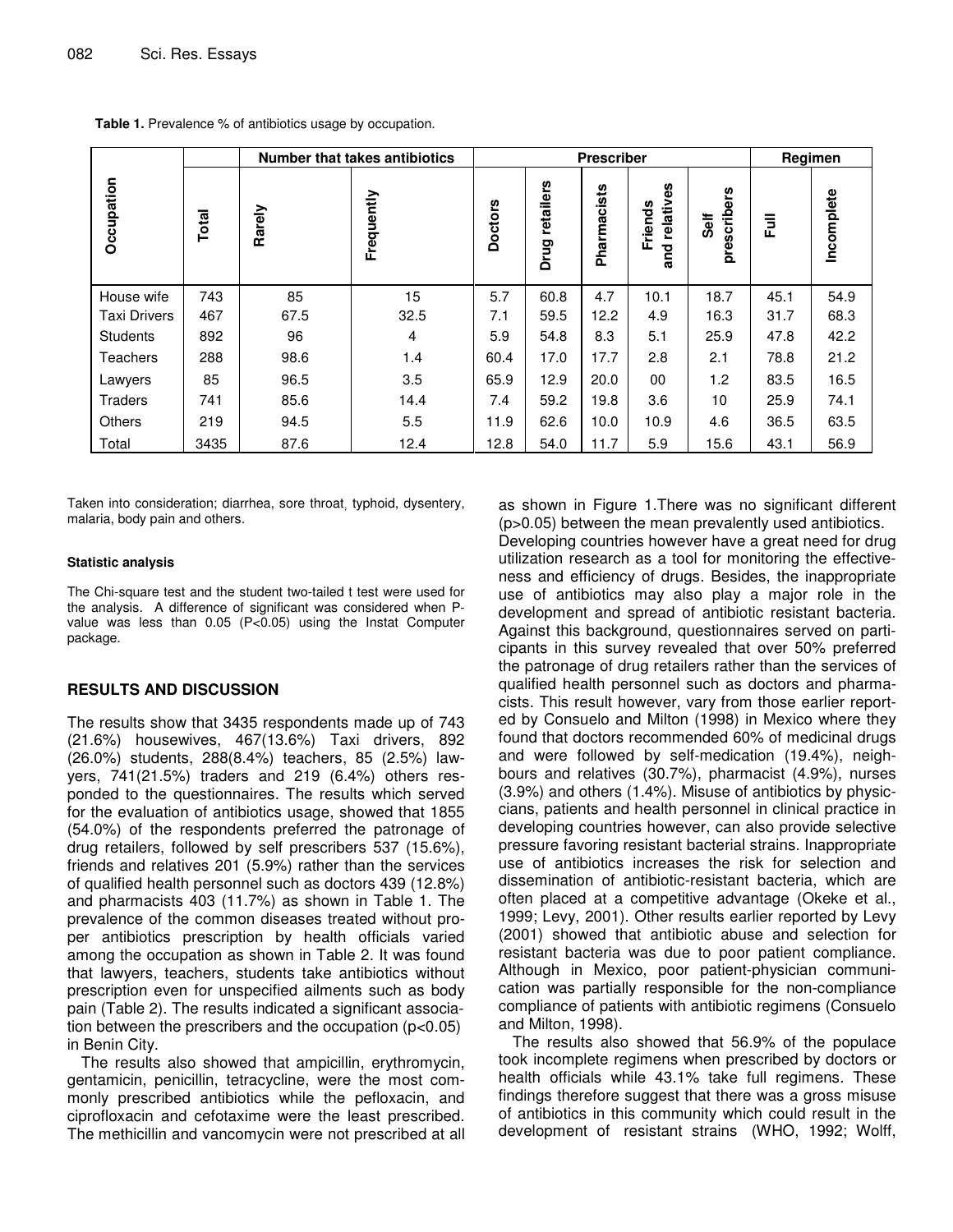**Table 1.** Prevalence % of antibiotics usage by occupation.

| Occupation | Total | Number that takes antibiotics | | Prescriber | | | | | Regimen | |
|---|---|---|---|---|---|---|---|---|---|---|
| | | Rarely | Frequently | Doctors | Drug retailers | Pharmacists | Friends and relatives | Self prescribers | Full | Incomplete |
| House wife | 743 | 85 | 15 | 5.7 | 60.8 | 4.7 | 10.1 | 18.7 | 45.1 | 54.9 |
| Taxi Drivers | 467 | 67.5 | 32.5 | 7.1 | 59.5 | 12.2 | 4.9 | 16.3 | 31.7 | 68.3 |
| Students | 892 | 96 | 4 | 5.9 | 54.8 | 8.3 | 5.1 | 25.9 | 47.8 | 42.2 |
| Teachers | 288 | 98.6 | 1.4 | 60.4 | 17.0 | 17.7 | 2.8 | 2.1 | 78.8 | 21.2 |
| Lawyers | 85 | 96.5 | 3.5 | 65.9 | 12.9 | 20.0 | 00 | 1.2 | 83.5 | 16.5 |
| Traders | 741 | 85.6 | 14.4 | 7.4 | 59.2 | 19.8 | 3.6 | 10 | 25.9 | 74.1 |
| Others | 219 | 94.5 | 5.5 | 11.9 | 62.6 | 10.0 | 10.9 | 4.6 | 36.5 | 63.5 |
| Total | 3435 | 87.6 | 12.4 | 12.8 | 54.0 | 11.7 | 5.9 | 15.6 | 43.1 | 56.9 |

Taken into consideration; diarrhea, sore throat, typhoid, dysentery, malaria, body pain and others.

#### Statistic analysis

The Chi-square test and the student two-tailed t test were used for the analysis. A difference of significant was considered when P-value was less than 0.05 ($P<0.05$) using the Instat Computer package.

## RESULTS AND DISCUSSION

The results show that 3435 respondents made up of 743 (21.6%) housewives, 467(13.6%) Taxi drivers, 892 (26.0%) students, 288(8.4%) teachers, 85 (2.5%) lawyers, 741(21.5%) traders and 219 (6.4%) others responded to the questionnaires. The results which served for the evaluation of antibiotics usage, showed that 1855 (54.0%) of the respondents preferred the patronage of drug retailers, followed by self prescribers 537 (15.6%), friends and relatives 201 (5.9%) rather than the services of qualified health personnel such as doctors 439 (12.8%) and pharmacists 403 (11.7%) as shown in Table 1. The prevalence of the common diseases treated without proper antibiotics prescription by health officials varied among the occupation as shown in Table 2. It was found that lawyers, teachers, students take antibiotics without prescription even for unspecified ailments such as body pain (Table 2). The results indicated a significant association between the prescribers and the occupation ($p<0.05$) in Benin City.

The results also showed that ampicillin, erythromycin, gentamicin, penicillin, tetracycline, were the most commonly prescribed antibiotics while the pefloxacin, and ciprofloxacin and cefotaxime were the least prescribed. The methicillin and vancomycin were not prescribed at all as shown in Figure 1.There was no significant different ($p>0.05$) between the mean prevalently used antibiotics.

Developing countries however have a great need for drug utilization research as a tool for monitoring the effectiveness and efficiency of drugs. Besides, the inappropriate use of antibiotics may also play a major role in the development and spread of antibiotic resistant bacteria. Against this background, questionnaires served on participants in this survey revealed that over 50% preferred the patronage of drug retailers rather than the services of qualified health personnel such as doctors and pharmacists. This result however, vary from those earlier reported by Consuelo and Milton (1998) in Mexico where they found that doctors recommended 60% of medicinal drugs and were followed by self-medication (19.4%), neighbours and relatives (30.7%), pharmacist (4.9%), nurses (3.9%) and others (1.4%). Misuse of antibiotics by physicians, patients and health personnel in clinical practice in developing countries however, can also provide selective pressure favoring resistant bacterial strains. Inappropriate use of antibiotics increases the risk for selection and dissemination of antibiotic-resistant bacteria, which are often placed at a competitive advantage (Okeke et al., 1999; Levy, 2001). Other results earlier reported by Levy (2001) showed that antibiotic abuse and selection for resistant bacteria was due to poor patient compliance. Although in Mexico, poor patient-physician communication was partially responsible for the non-compliance compliance of patients with antibiotic regimens (Consuelo and Milton, 1998).

The results also showed that 56.9% of the populace took incomplete regimens when prescribed by doctors or health officials while 43.1% take full regimens. These findings therefore suggest that there was a gross misuse of antibiotics in this community which could result in the development of resistant strains (WHO, 1992; Wolff,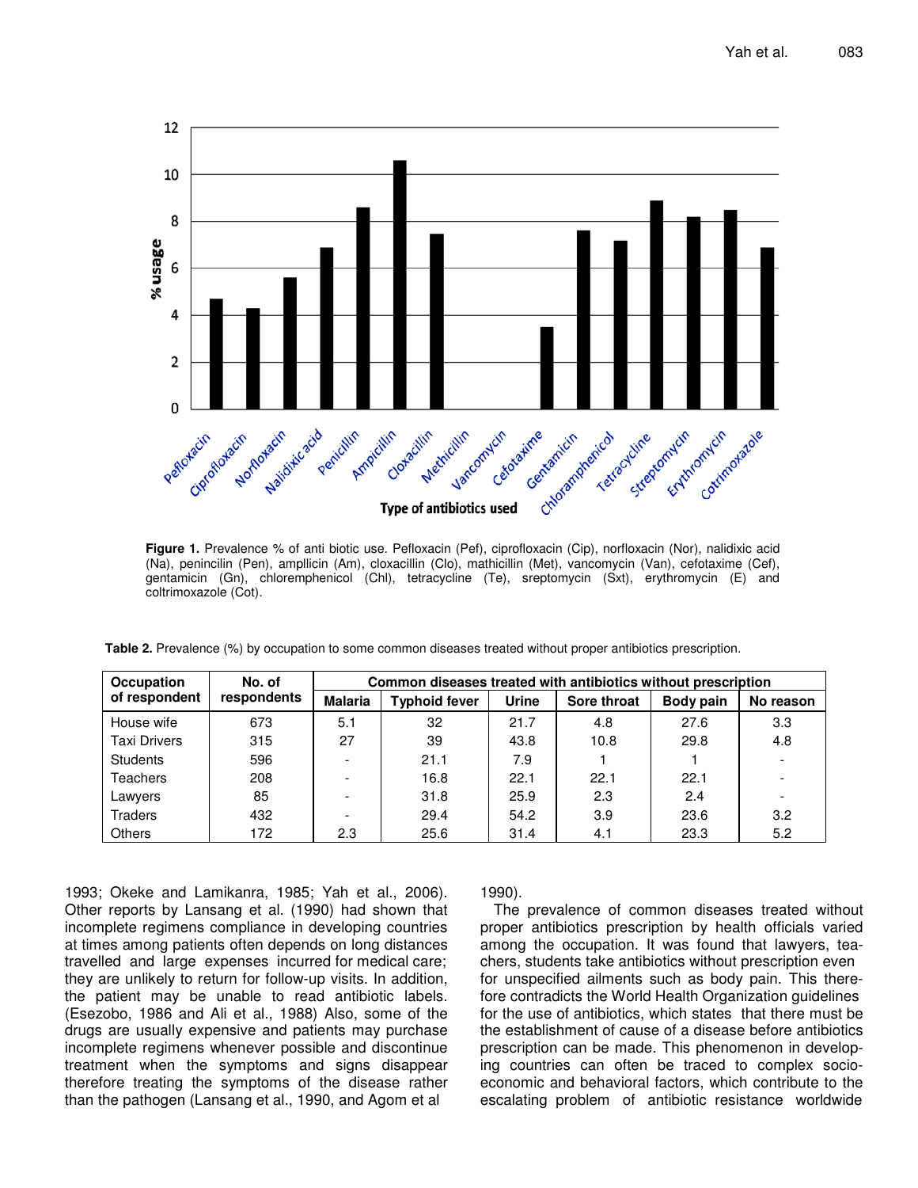**Figure 1.** Prevalence % of anti biotic use. Pefloxacin (Pef), ciprofloxacin (Cip), norfloxacin (Nor), nalidixic acid (Na), penincilin (Pen), ampllicin (Am), cloxacillin (Clo), mathicillin (Met), vancomycin (Van), cefotaxime (Cef), gentamicin (Gn), chloremphenicol (Chl), tetracycline (Te), sreptomycin (Sxt), erythromycin (E) and coltrimoxazole (Cot).

**Table 2.** Prevalence (%) by occupation to some common diseases treated without proper antibiotics prescription.

| Occupation of respondent | No. of respondents | Common diseases treated with antibiotics without prescription | | | | | |
|---|---|---|---|---|---|---|---|
| | | Malaria | Typhoid fever | Urine | Sore throat | Body pain | No reason |
| House wife | 673 | 5.1 | 32 | 21.7 | 4.8 | 27.6 | 3.3 |
| Taxi Drivers | 315 | 27 | 39 | 43.8 | 10.8 | 29.8 | 4.8 |
| Students | 596 | - | 21.1 | 7.9 | 1 | 1 | - |
| Teachers | 208 | - | 16.8 | 22.1 | 22.1 | 22.1 | - |
| Lawyers | 85 | - | 31.8 | 25.9 | 2.3 | 2.4 | - |
| Traders | 432 | - | 29.4 | 54.2 | 3.9 | 23.6 | 3.2 |
| Others | 172 | 2.3 | 25.6 | 31.4 | 4.1 | 23.3 | 5.2 |

1993; Okeke and Lamikanra, 1985; Yah et al., 2006). Other reports by Lansang et al. (1990) had shown that incomplete regimens compliance in developing countries at times among patients often depends on long distances travelled and large expenses incurred for medical care; they are unlikely to return for follow-up visits. In addition, the patient may be unable to read antibiotic labels. (Esezobo, 1986 and Ali et al., 1988) Also, some of the drugs are usually expensive and patients may purchase incomplete regimens whenever possible and discontinue treatment when the symptoms and signs disappear therefore treating the symptoms of the disease rather than the pathogen (Lansang et al., 1990, and Agom et al 1990).

The prevalence of common diseases treated without proper antibiotics prescription by health officials varied among the occupation. It was found that lawyers, teachers, students take antibiotics without prescription even for unspecified ailments such as body pain. This therefore contradicts the World Health Organization guidelines for the use of antibiotics, which states that there must be the establishment of cause of a disease before antibiotics prescription can be made. This phenomenon in developing countries can often be traced to complex socio-economic and behavioral factors, which contribute to the escalating problem of antibiotic resistance worldwide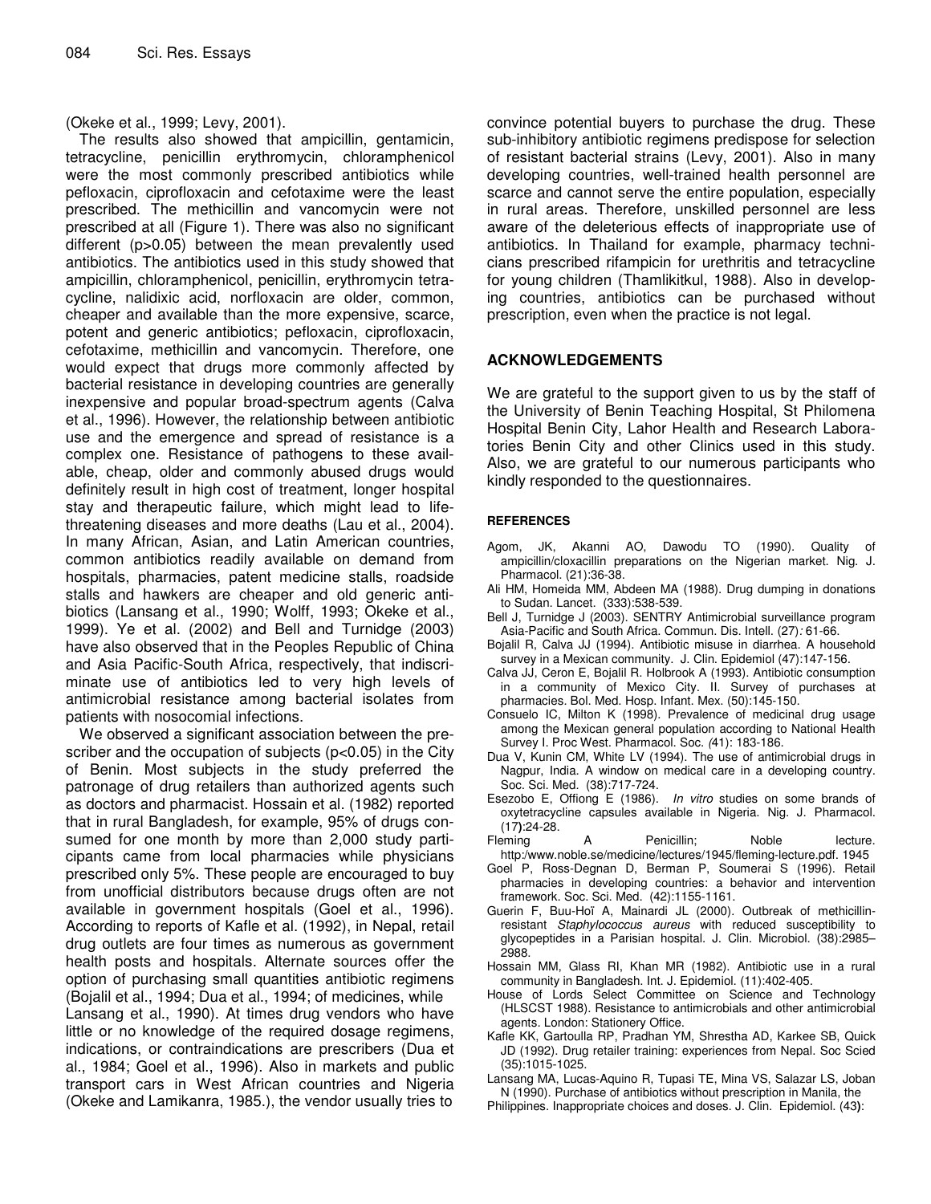(Okeke et al., 1999; Levy, 2001).

The results also showed that ampicillin, gentamicin, tetracycline, penicillin erythromycin, chloramphenicol were the most commonly prescribed antibiotics while pefloxacin, ciprofloxacin and cefotaxime were the least prescribed. The methicillin and vancomycin were not prescribed at all (Figure 1). There was also no significant different ($p>0.05$) between the mean prevalently used antibiotics. The antibiotics used in this study showed that ampicillin, chloramphenicol, penicillin, erythromycin tetracycline, nalidixic acid, norfloxacin are older, common, cheaper and available than the more expensive, scarce, potent and generic antibiotics; pefloxacin, ciprofloxacin, cefotaxime, methicillin and vancomycin. Therefore, one would expect that drugs more commonly affected by bacterial resistance in developing countries are generally inexpensive and popular broad-spectrum agents (Calva et al., 1996). However, the relationship between antibiotic use and the emergence and spread of resistance is a complex one. Resistance of pathogens to these available, cheap, older and commonly abused drugs would definitely result in high cost of treatment, longer hospital stay and therapeutic failure, which might lead to life-threatening diseases and more deaths (Lau et al., 2004). In many African, Asian, and Latin American countries, common antibiotics readily available on demand from hospitals, pharmacies, patent medicine stalls, roadside stalls and hawkers are cheaper and old generic antibiotics (Lansang et al., 1990; Wolff, 1993; Okeke et al., 1999). Ye et al. (2002) and Bell and Turnidge (2003) have also observed that in the Peoples Republic of China and Asia Pacific-South Africa, respectively, that indiscriminate use of antibiotics led to very high levels of antimicrobial resistance among bacterial isolates from patients with nosocomial infections.

We observed a significant association between the prescriber and the occupation of subjects ($p<0.05$) in the City of Benin. Most subjects in the study preferred the patronage of drug retailers than authorized agents such as doctors and pharmacist. Hossain et al. (1982) reported that in rural Bangladesh, for example, 95% of drugs consumed for one month by more than 2,000 study participants came from local pharmacies while physicians prescribed only 5%. These people are encouraged to buy from unofficial distributors because drugs often are not available in government hospitals (Goel et al., 1996). According to reports of Kafle et al. (1992), in Nepal, retail drug outlets are four times as numerous as government health posts and hospitals. Alternate sources offer the option of purchasing small quantities antibiotic regimens (Bojalil et al., 1994; Dua et al., 1994; of medicines, while Lansang et al., 1990). At times drug vendors who have little or no knowledge of the required dosage regimens, indications, or contraindications are prescribers (Dua et al., 1984; Goel et al., 1996). Also in markets and public transport cars in West African countries and Nigeria (Okeke and Lamikanra, 1985.), the vendor usually tries to convince potential buyers to purchase the drug. These sub-inhibitory antibiotic regimens predispose for selection of resistant bacterial strains (Levy, 2001). Also in many developing countries, well-trained health personnel are scarce and cannot serve the entire population, especially in rural areas. Therefore, unskilled personnel are less aware of the deleterious effects of inappropriate use of antibiotics. In Thailand for example, pharmacy technicians prescribed rifampicin for urethritis and tetracycline for young children (Thamlikitkul, 1988). Also in developing countries, antibiotics can be purchased without prescription, even when the practice is not legal.

## ACKNOWLEDGEMENTS

We are grateful to the support given to us by the staff of the University of Benin Teaching Hospital, St Philomena Hospital Benin City, Lahor Health and Research Laboratories Benin City and other Clinics used in this study. Also, we are grateful to our numerous participants who kindly responded to the questionnaires.

### REFERENCES

Agom, JK, Akanni AO, Dawodu TO (1990). Quality of ampicillin/cloxacillin preparations on the Nigerian market. Nig. J. Pharmacol. (21):36-38.

Ali HM, Homeida MM, Abdeen MA (1988). Drug dumping in donations to Sudan. Lancet. (333):538-539.

Bell J, Turnidge J (2003). SENTRY Antimicrobial surveillance program Asia-Pacific and South Africa. Commun. Dis. Intell. (27): 61-66.

Bojalil R, Calva JJ (1994). Antibiotic misuse in diarrhea. A household survey in a Mexican community. J. Clin. Epidemiol (47):147-156.

Calva JJ, Ceron E, Bojalil R. Holbrook A (1993). Antibiotic consumption in a community of Mexico City. II. Survey of purchases at pharmacies. Bol. Med. Hosp. Infant. Mex. (50):145-150.

Consuelo IC, Milton K (1998). Prevalence of medicinal drug usage among the Mexican general population according to National Health Survey I. Proc West. Pharmacol. Soc. (41): 183-186.

Dua V, Kunin CM, White LV (1994). The use of antimicrobial drugs in Nagpur, India. A window on medical care in a developing country. Soc. Sci. Med. (38):717-724.

Esezobo E, Offiong E (1986). *In vitro* studies on some brands of oxytetracycline capsules available in Nigeria. Nig. J. Pharmacol. (17):24-28.

Fleming A Penicillin; Noble lecture. http:/www.noble.se/medicine/lectures/1945/fleming-lecture.pdf. 1945

Goel P, Ross-Degnan D, Berman P, Soumerai S (1996). Retail pharmacies in developing countries: a behavior and intervention framework. Soc. Sci. Med. (42):1155-1161.

Guerin F, Buu-Hoï A, Mainardi JL (2000). Outbreak of methicillin-resistant *Staphylococcus aureus* with reduced susceptibility to glycopeptides in a Parisian hospital. J. Clin. Microbiol. (38):2985–2988.

Hossain MM, Glass RI, Khan MR (1982). Antibiotic use in a rural community in Bangladesh. Int. J. Epidemiol. (11):402-405.

House of Lords Select Committee on Science and Technology (HLSCST 1988). Resistance to antimicrobials and other antimicrobial agents. London: Stationery Office.

Kafle KK, Gartoulla RP, Pradhan YM, Shrestha AD, Karkee SB, Quick JD (1992). Drug retailer training: experiences from Nepal. Soc Scied (35):1015-1025.

Lansang MA, Lucas-Aquino R, Tupasi TE, Mina VS, Salazar LS, Joban N (1990). Purchase of antibiotics without prescription in Manila, the Philippines. Inappropriate choices and doses. J. Clin. Epidemiol. (43):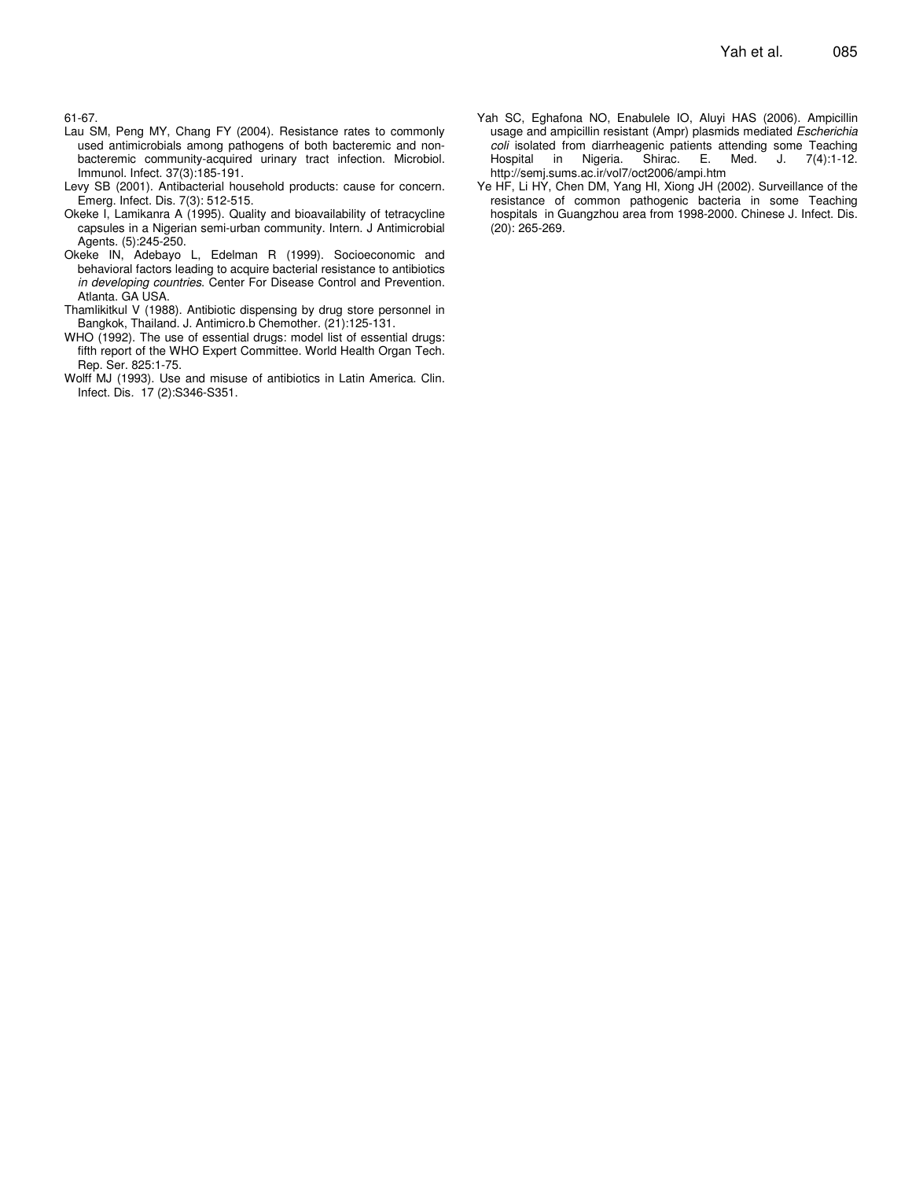61-67.

Lau SM, Peng MY, Chang FY (2004). Resistance rates to commonly used antimicrobials among pathogens of both bacteremic and non-bacteremic community-acquired urinary tract infection. Microbiol. Immunol. Infect. 37(3):185-191.

Levy SB (2001). Antibacterial household products: cause for concern. Emerg. Infect. Dis. 7(3): 512-515.

Okeke I, Lamikanra A (1995). Quality and bioavailability of tetracycline capsules in a Nigerian semi-urban community. Intern. J Antimicrobial Agents. (5):245-250.

Okeke IN, Adebayo L, Edelman R (1999). Socioeconomic and behavioral factors leading to acquire bacterial resistance to antibiotics *in developing countries*. Center For Disease Control and Prevention. Atlanta. GA USA.

Thamlikitkul V (1988). Antibiotic dispensing by drug store personnel in Bangkok, Thailand. J. Antimicro.b Chemother. (21):125-131.

WHO (1992). The use of essential drugs: model list of essential drugs: fifth report of the WHO Expert Committee. World Health Organ Tech. Rep. Ser. 825:1-75.

Wolff MJ (1993). Use and misuse of antibiotics in Latin America. Clin. Infect. Dis. 17 (2):S346-S351.

Yah SC, Eghafona NO, Enabulele IO, Aluyi HAS (2006). Ampicillin usage and ampicillin resistant (Ampr) plasmids mediated *Escherichia coli* isolated from diarrheagenic patients attending some Teaching Hospital in Nigeria. Shirac. E. Med. J. 7(4):1-12. http://semj.sums.ac.ir/vol7/oct2006/ampi.htm

Ye HF, Li HY, Chen DM, Yang HI, Xiong JH (2002). Surveillance of the resistance of common pathogenic bacteria in some Teaching hospitals in Guangzhou area from 1998-2000. Chinese J. Infect. Dis. (20): 265-269.